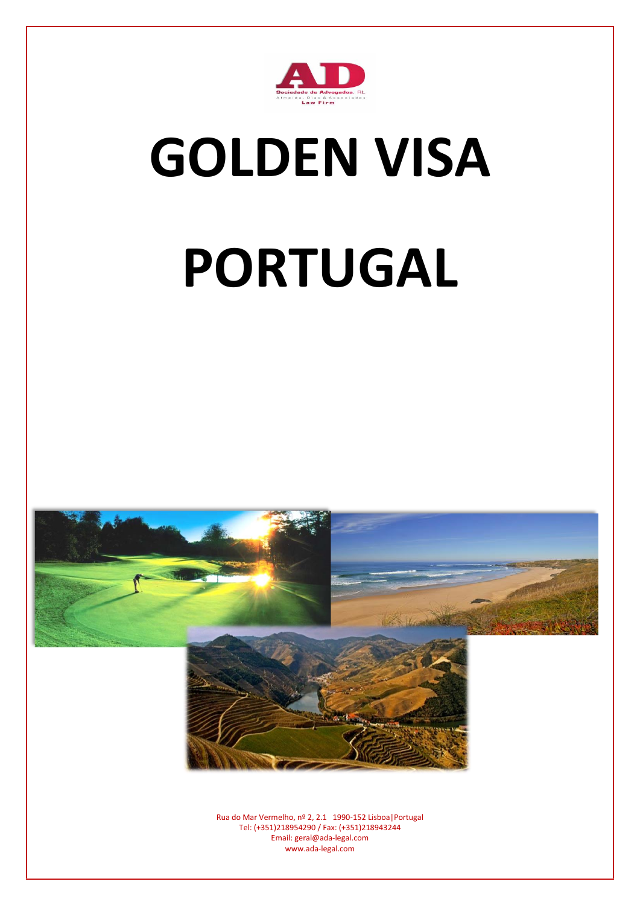# GOLDEN VISA

# PORTUGAL

Rua do Mar Vermelho, nº 2, 2.1 1990-152 Lisboa|Portugal
Tel: (+351)218954290 / Fax: (+351)218943244
Email: geral@ada-legal.com
www.ada-legal.com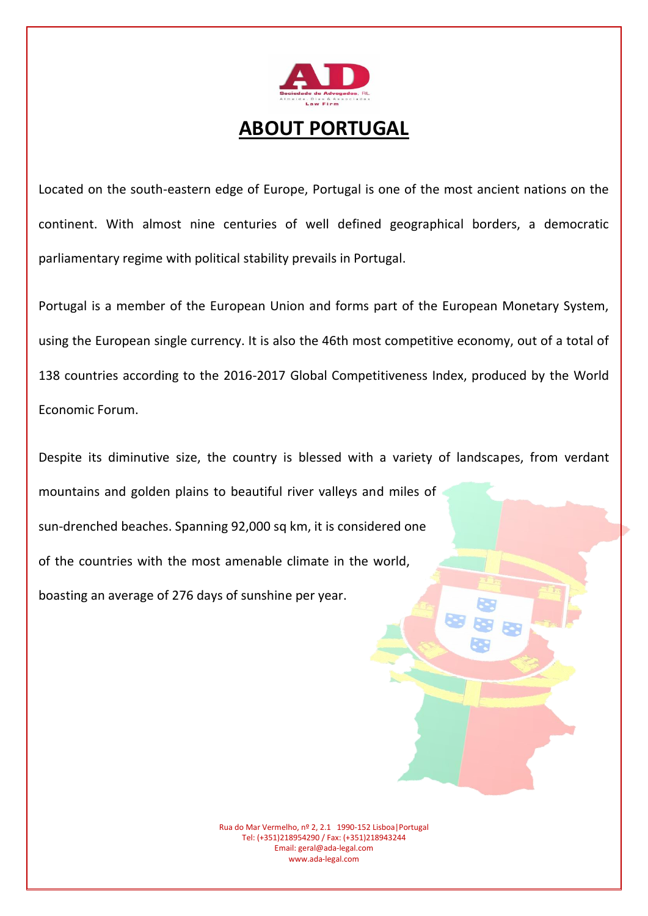# ABOUT PORTUGAL

Located on the south-eastern edge of Europe, Portugal is one of the most ancient nations on the continent. With almost nine centuries of well defined geographical borders, a democratic parliamentary regime with political stability prevails in Portugal.

Portugal is a member of the European Union and forms part of the European Monetary System, using the European single currency. It is also the 46th most competitive economy, out of a total of 138 countries according to the 2016-2017 Global Competitiveness Index, produced by the World Economic Forum.

Despite its diminutive size, the country is blessed with a variety of landscapes, from verdant mountains and golden plains to beautiful river valleys and miles of sun-drenched beaches. Spanning 92,000 sq km, it is considered one of the countries with the most amenable climate in the world, boasting an average of 276 days of sunshine per year.

Rua do Mar Vermelho, nº 2, 2.1 1990-152 Lisboa|Portugal
Tel: (+351)218954290 / Fax: (+351)218943244
Email: geral@ada-legal.com
www.ada-legal.com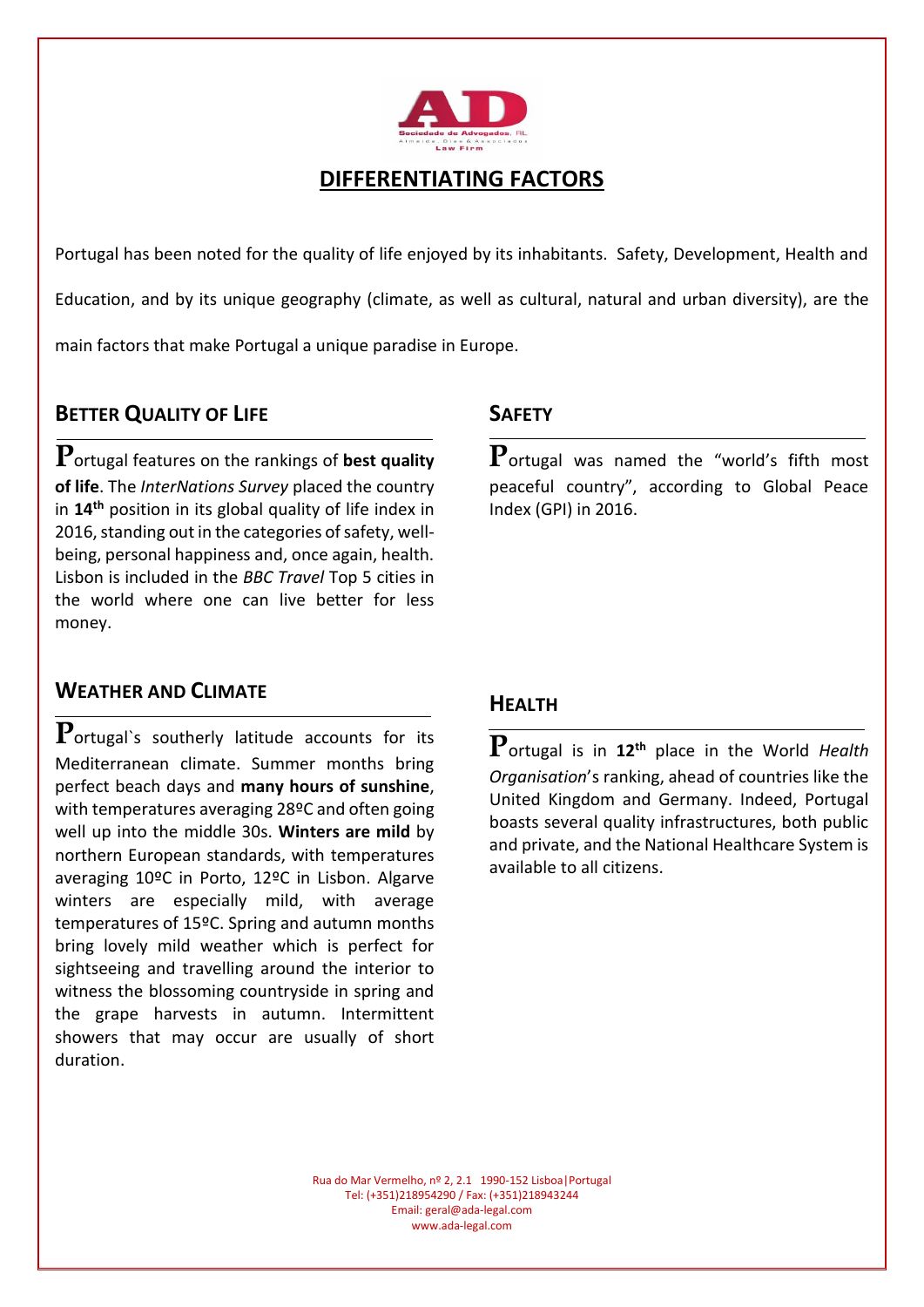# DIFFERENTIATING FACTORS

Portugal has been noted for the quality of life enjoyed by its inhabitants. Safety, Development, Health and Education, and by its unique geography (climate, as well as cultural, natural and urban diversity), are the main factors that make Portugal a unique paradise in Europe.

## Better Quality of Life

Portugal features on the rankings of **best quality of life**. The *InterNations Survey* placed the country in **14th** position in its global quality of life index in 2016, standing out in the categories of safety, well-being, personal happiness and, once again, health. Lisbon is included in the *BBC Travel* Top 5 cities in the world where one can live better for less money.

## Weather and Climate

Portugal`s southerly latitude accounts for its Mediterranean climate. Summer months bring perfect beach days and **many hours of sunshine**, with temperatures averaging 28ºC and often going well up into the middle 30s. **Winters are mild** by northern European standards, with temperatures averaging 10ºC in Porto, 12ºC in Lisbon. Algarve winters are especially mild, with average temperatures of 15ºC. Spring and autumn months bring lovely mild weather which is perfect for sightseeing and travelling around the interior to witness the blossoming countryside in spring and the grape harvests in autumn. Intermittent showers that may occur are usually of short duration.

## Safety

Portugal was named the "world's fifth most peaceful country", according to Global Peace Index (GPI) in 2016.

## Health

Portugal is in **12th** place in the World *Health Organisation*'s ranking, ahead of countries like the United Kingdom and Germany. Indeed, Portugal boasts several quality infrastructures, both public and private, and the National Healthcare System is available to all citizens.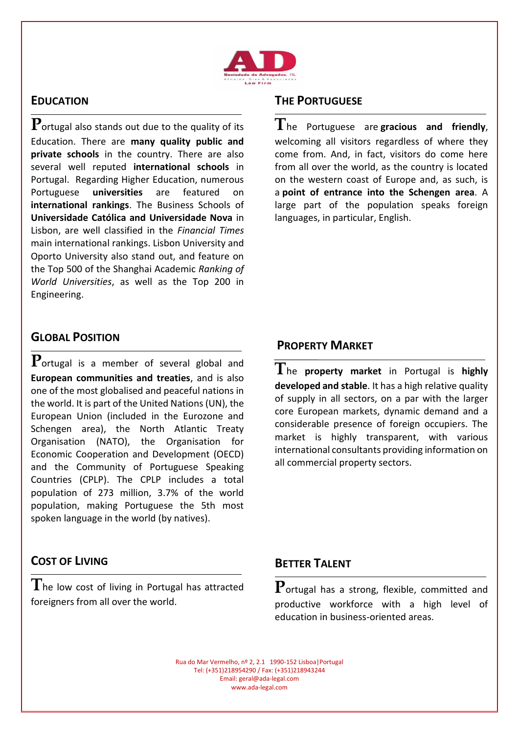## EDUCATION

Portugal also stands out due to the quality of its Education. There are **many quality public and private schools** in the country. There are also several well reputed **international schools** in Portugal. Regarding Higher Education, numerous Portuguese **universities** are featured on **international rankings**. The Business Schools of **Universidade Católica and Universidade Nova** in Lisbon, are well classified in the *Financial Times* main international rankings. Lisbon University and Oporto University also stand out, and feature on the Top 500 of the Shanghai Academic *Ranking of World Universities*, as well as the Top 200 in Engineering.

## THE PORTUGUESE

The Portuguese are **gracious and friendly**, welcoming all visitors regardless of where they come from. And, in fact, visitors do come here from all over the world, as the country is located on the western coast of Europe and, as such, is a **point of entrance into the Schengen area**. A large part of the population speaks foreign languages, in particular, English.

## GLOBAL POSITION

Portugal is a member of several global and **European communities and treaties**, and is also one of the most globalised and peaceful nations in the world. It is part of the United Nations (UN), the European Union (included in the Eurozone and Schengen area), the North Atlantic Treaty Organisation (NATO), the Organisation for Economic Cooperation and Development (OECD) and the Community of Portuguese Speaking Countries (CPLP). The CPLP includes a total population of 273 million, 3.7% of the world population, making Portuguese the 5th most spoken language in the world (by natives).

## PROPERTY MARKET

The **property market** in Portugal is **highly developed and stable**. It has a high relative quality of supply in all sectors, on a par with the larger core European markets, dynamic demand and a considerable presence of foreign occupiers. The market is highly transparent, with various international consultants providing information on all commercial property sectors.

## COST OF LIVING

The low cost of living in Portugal has attracted foreigners from all over the world.

## BETTER TALENT

Portugal has a strong, flexible, committed and productive workforce with a high level of education in business-oriented areas.

Rua do Mar Vermelho, nº 2, 2.1 1990-152 Lisboa|Portugal
Tel: (+351)218954290 / Fax: (+351)218943244
Email: geral@ada-legal.com
www.ada-legal.com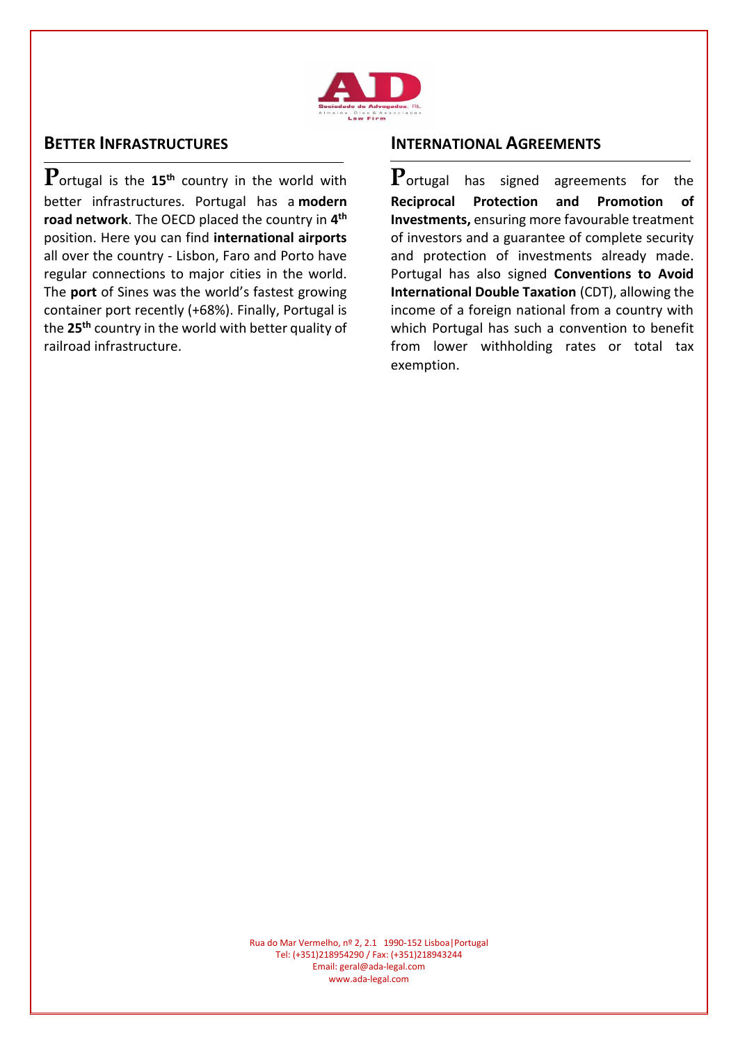## BETTER INFRASTRUCTURES

Portugal is the **15th** country in the world with better infrastructures. Portugal has a **modern road network**. The OECD placed the country in **4th** position. Here you can find **international airports** all over the country - Lisbon, Faro and Porto have regular connections to major cities in the world. The **port** of Sines was the world's fastest growing container port recently (+68%). Finally, Portugal is the **25th** country in the world with better quality of railroad infrastructure.

## INTERNATIONAL AGREEMENTS

Portugal has signed agreements for the **Reciprocal Protection and Promotion of Investments,** ensuring more favourable treatment of investors and a guarantee of complete security and protection of investments already made. Portugal has also signed **Conventions to Avoid International Double Taxation** (CDT), allowing the income of a foreign national from a country with which Portugal has such a convention to benefit from lower withholding rates or total tax exemption.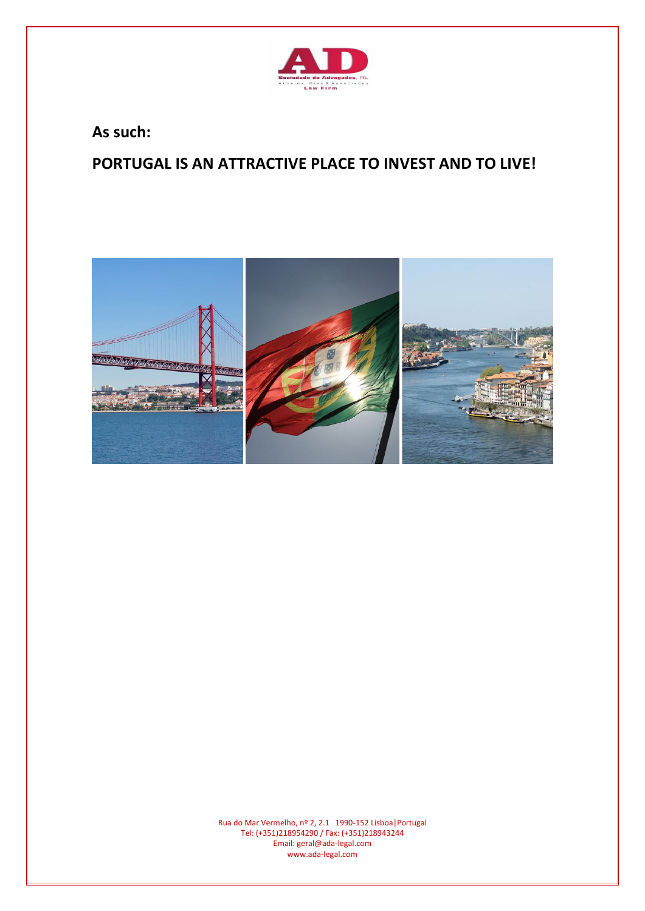**As such:**

**PORTUGAL IS AN ATTRACTIVE PLACE TO INVEST AND TO LIVE!**